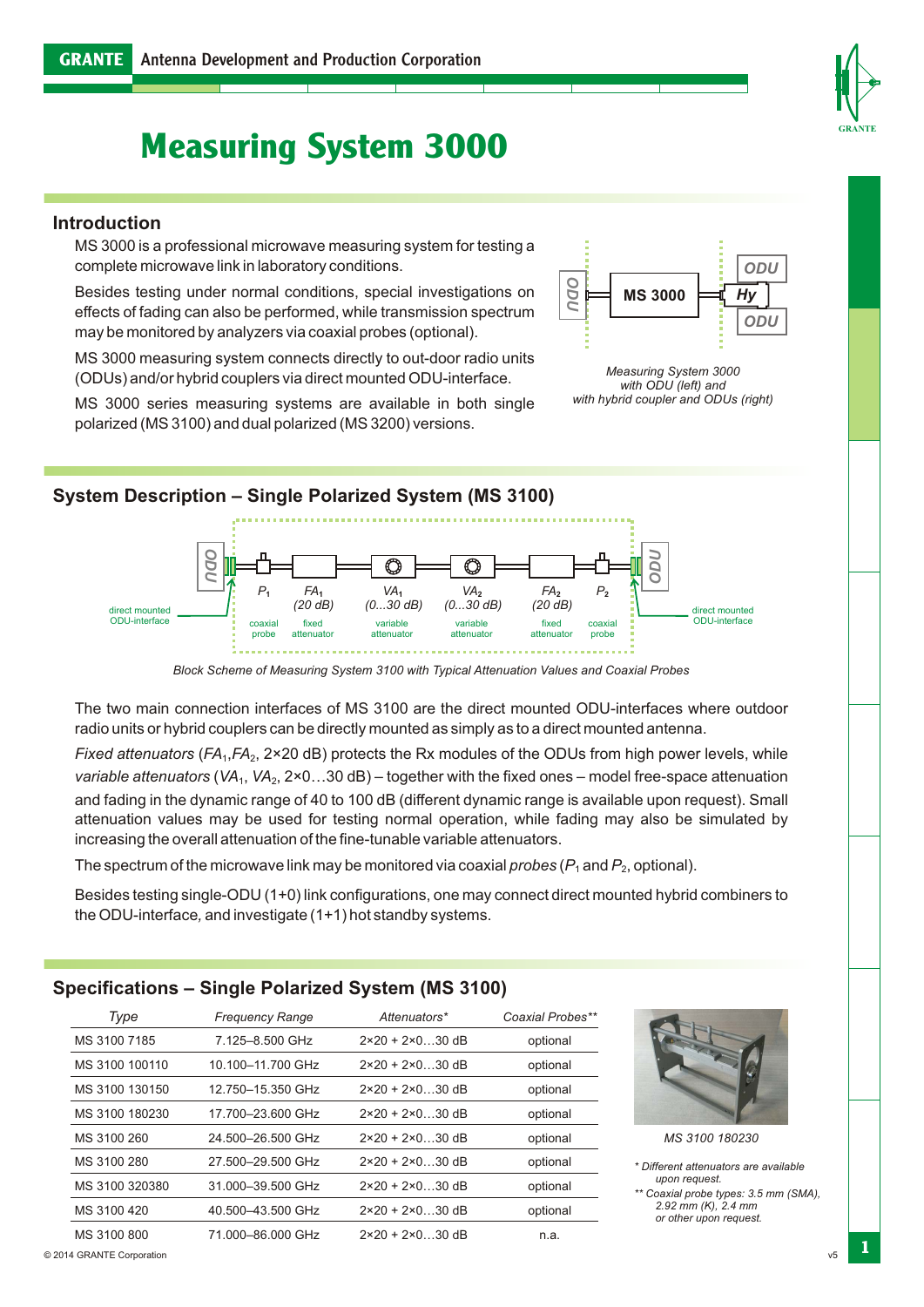# Measuring System 3000

## Introduction

MS 3000 is a professional microwave measuring system for testing a complete microwave link in laboratory conditions.

Besides testing under normal conditions, special investigations on effects of fading can also be performed, while transmission spectrum may be monitored by analyzers via coaxial probes (optional).

MS 3000 measuring system connects directly to out-door radio units (ODUs) and/or hybrid couplers via direct mounted ODU-interface.

MS 3000 series measuring systems are available in both single polarized (MS 3100) and dual polarized (MS 3200) versions.

*Measuring System 3000 with ODU (left) and with hybrid coupler and ODUs (right)*

## System Description – Single Polarized System (MS 3100)

*Block Scheme of Measuring System 3100 with Typical Attenuation Values and Coaxial Probes*

The two main connection interfaces of MS 3100 are the direct mounted ODU-interfaces where outdoor radio units or hybrid couplers can be directly mounted as simply as to a direct mounted antenna.

*Fixed attenuators* ($FA_1$,$FA_2$, 2×20 dB) protects the Rx modules of the ODUs from high power levels, while *variable attenuators* ($VA_1$, $VA_2$, 2×0…30 dB) – together with the fixed ones – model free-space attenuation and fading in the dynamic range of 40 to 100 dB (different dynamic range is available upon request). Small attenuation values may be used for testing normal operation, while fading may also be simulated by increasing the overall attenuation of the fine-tunable variable attenuators.

The spectrum of the microwave link may be monitored via coaxial *probes* ($P_1$ and $P_2$, optional).

Besides testing single-ODU (1+0) link configurations, one may connect direct mounted hybrid combiners to the ODU-interface, and investigate (1+1) hot standby systems.

## Specifications – Single Polarized System (MS 3100)

| Type | Frequency Range | Attenuators* | Coaxial Probes** |
|---|---|---|---|
| MS 3100 7185 | 7.125–8.500 GHz | 2×20 + 2×0…30 dB | optional |
| MS 3100 100110 | 10.100–11.700 GHz | 2×20 + 2×0…30 dB | optional |
| MS 3100 130150 | 12.750–15.350 GHz | 2×20 + 2×0…30 dB | optional |
| MS 3100 180230 | 17.700–23.600 GHz | 2×20 + 2×0…30 dB | optional |
| MS 3100 260 | 24.500–26.500 GHz | 2×20 + 2×0…30 dB | optional |
| MS 3100 280 | 27.500–29.500 GHz | 2×20 + 2×0…30 dB | optional |
| MS 3100 320380 | 31.000–39.500 GHz | 2×20 + 2×0…30 dB | optional |
| MS 3100 420 | 40.500–43.500 GHz | 2×20 + 2×0…30 dB | optional |
| MS 3100 800 | 71.000–86.000 GHz | 2×20 + 2×0…30 dB | n.a. |

*MS 3100 180230*

\* Different attenuators are available upon request.

\*\* Coaxial probe types: 3.5 mm (SMA), 2.92 mm (K), 2.4 mm or other upon request.

© 2014 GRANTE Corporation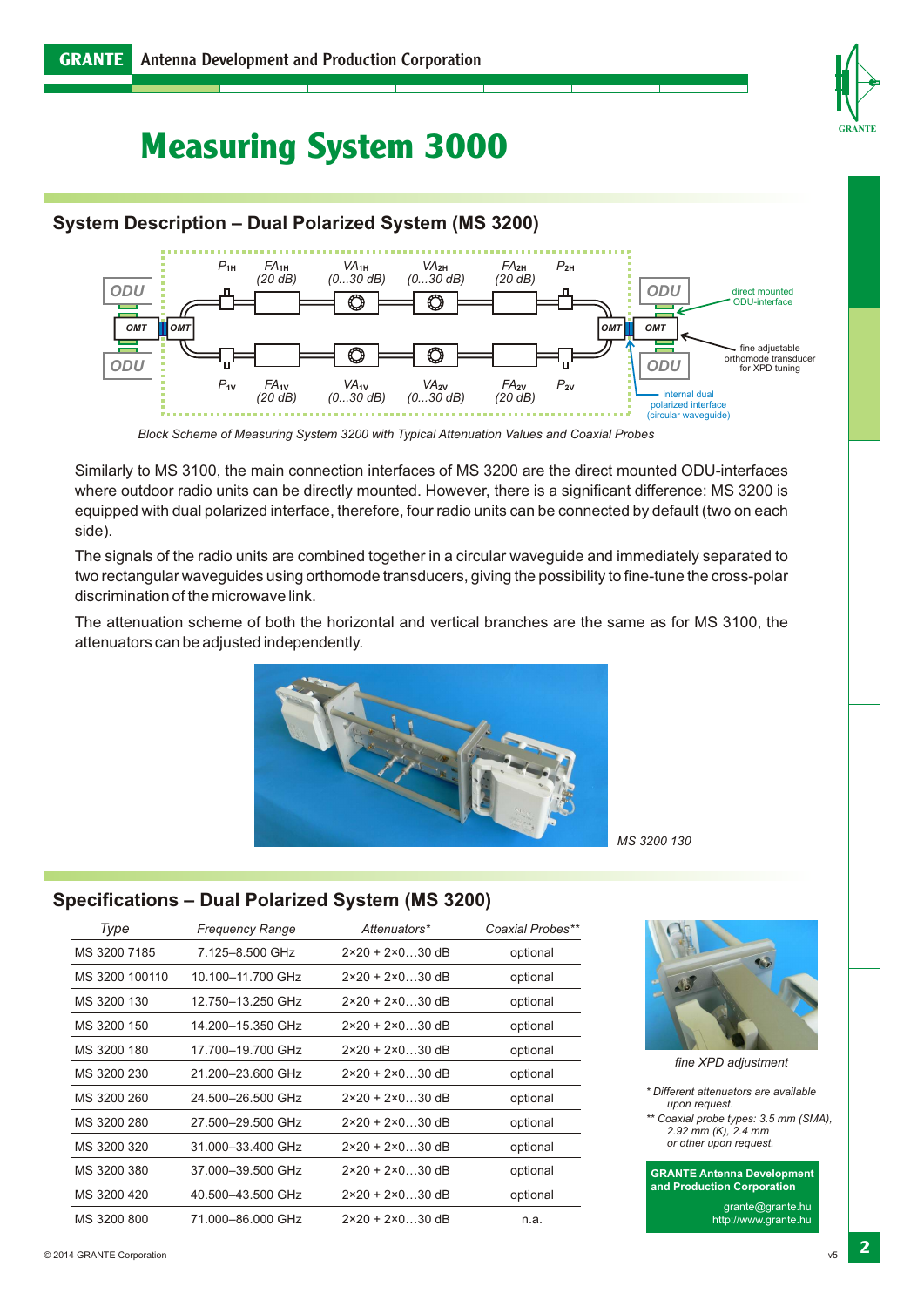# Measuring System 3000

## System Description – Dual Polarized System (MS 3200)

$P_{1H}$ $FA_{1H}$ (20 dB) $VA_{1H}$ (0...30 dB) $VA_{2H}$ (0...30 dB) $FA_{2H}$ (20 dB) $P_{2H}$

ODU OMT OMT ODU

$P_{1V}$ $FA_{1V}$ (20 dB) $VA_{1V}$ (0...30 dB) $VA_{2V}$ (0...30 dB) $FA_{2V}$ (20 dB) $P_{2V}$

direct mounted ODU-interface

fine adjustable orthomode transducer for XPD tuning

internal dual polarized interface (circular waveguide)

*Block Scheme of Measuring System 3200 with Typical Attenuation Values and Coaxial Probes*

Similarly to MS 3100, the main connection interfaces of MS 3200 are the direct mounted ODU-interfaces where outdoor radio units can be directly mounted. However, there is a significant difference: MS 3200 is equipped with dual polarized interface, therefore, four radio units can be connected by default (two on each side).

The signals of the radio units are combined together in a circular waveguide and immediately separated to two rectangular waveguides using orthomode transducers, giving the possibility to fine-tune the cross-polar discrimination of the microwave link.

The attenuation scheme of both the horizontal and vertical branches are the same as for MS 3100, the attenuators can be adjusted independently.

*MS 3200 130*

## Specifications – Dual Polarized System (MS 3200)

| Type | Frequency Range | Attenuators* | Coaxial Probes** |
|---|---|---|---|
| MS 3200 7185 | 7.125–8.500 GHz | 2×20 + 2×0…30 dB | optional |
| MS 3200 100110 | 10.100–11.700 GHz | 2×20 + 2×0…30 dB | optional |
| MS 3200 130 | 12.750–13.250 GHz | 2×20 + 2×0…30 dB | optional |
| MS 3200 150 | 14.200–15.350 GHz | 2×20 + 2×0…30 dB | optional |
| MS 3200 180 | 17.700–19.700 GHz | 2×20 + 2×0…30 dB | optional |
| MS 3200 230 | 21.200–23.600 GHz | 2×20 + 2×0…30 dB | optional |
| MS 3200 260 | 24.500–26.500 GHz | 2×20 + 2×0…30 dB | optional |
| MS 3200 280 | 27.500–29.500 GHz | 2×20 + 2×0…30 dB | optional |
| MS 3200 320 | 31.000–33.400 GHz | 2×20 + 2×0…30 dB | optional |
| MS 3200 380 | 37.000–39.500 GHz | 2×20 + 2×0…30 dB | optional |
| MS 3200 420 | 40.500–43.500 GHz | 2×20 + 2×0…30 dB | optional |
| MS 3200 800 | 71.000–86.000 GHz | 2×20 + 2×0…30 dB | n.a. |

*fine XPD adjustment*

\* Different attenuators are available upon request.

\*\* Coaxial probe types: 3.5 mm (SMA), 2.92 mm (K), 2.4 mm or other upon request.

**GRANTE Antenna Development and Production Corporation**

grante@grante.hu
http://www.grante.hu

© 2014 GRANTE Corporation